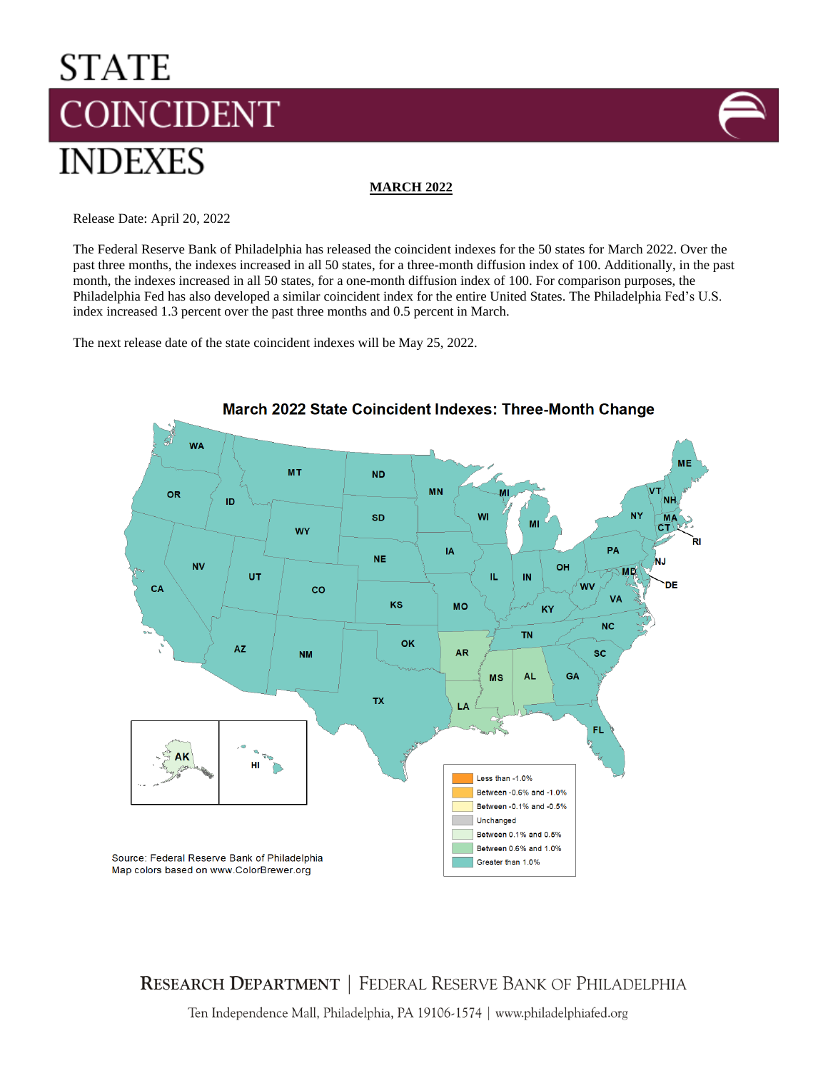# STATE COINCIDENT INDEXES

**MARCH 2022**

Release Date: April 20, 2022

The Federal Reserve Bank of Philadelphia has released the coincident indexes for the 50 states for March 2022. Over the past three months, the indexes increased in all 50 states, for a three-month diffusion index of 100. Additionally, in the past month, the indexes increased in all 50 states, for a one-month diffusion index of 100. For comparison purposes, the Philadelphia Fed has also developed a similar coincident index for the entire United States. The Philadelphia Fed's U.S. index increased 1.3 percent over the past three months and 0.5 percent in March.

The next release date of the state coincident indexes will be May 25, 2022.

**March 2022 State Coincident Indexes: Three-Month Change**

Legend:
- Less than -1.0%
- Between -0.6% and -1.0%
- Between -0.1% and -0.5%
- Unchanged
- Between 0.1% and 0.5%
- Between 0.6% and 1.0%
- Greater than 1.0%

Source: Federal Reserve Bank of Philadelphia
Map colors based on www.ColorBrewer.org

RESEARCH DEPARTMENT | FEDERAL RESERVE BANK OF PHILADELPHIA

Ten Independence Mall, Philadelphia, PA 19106-1574 | www.philadelphiafed.org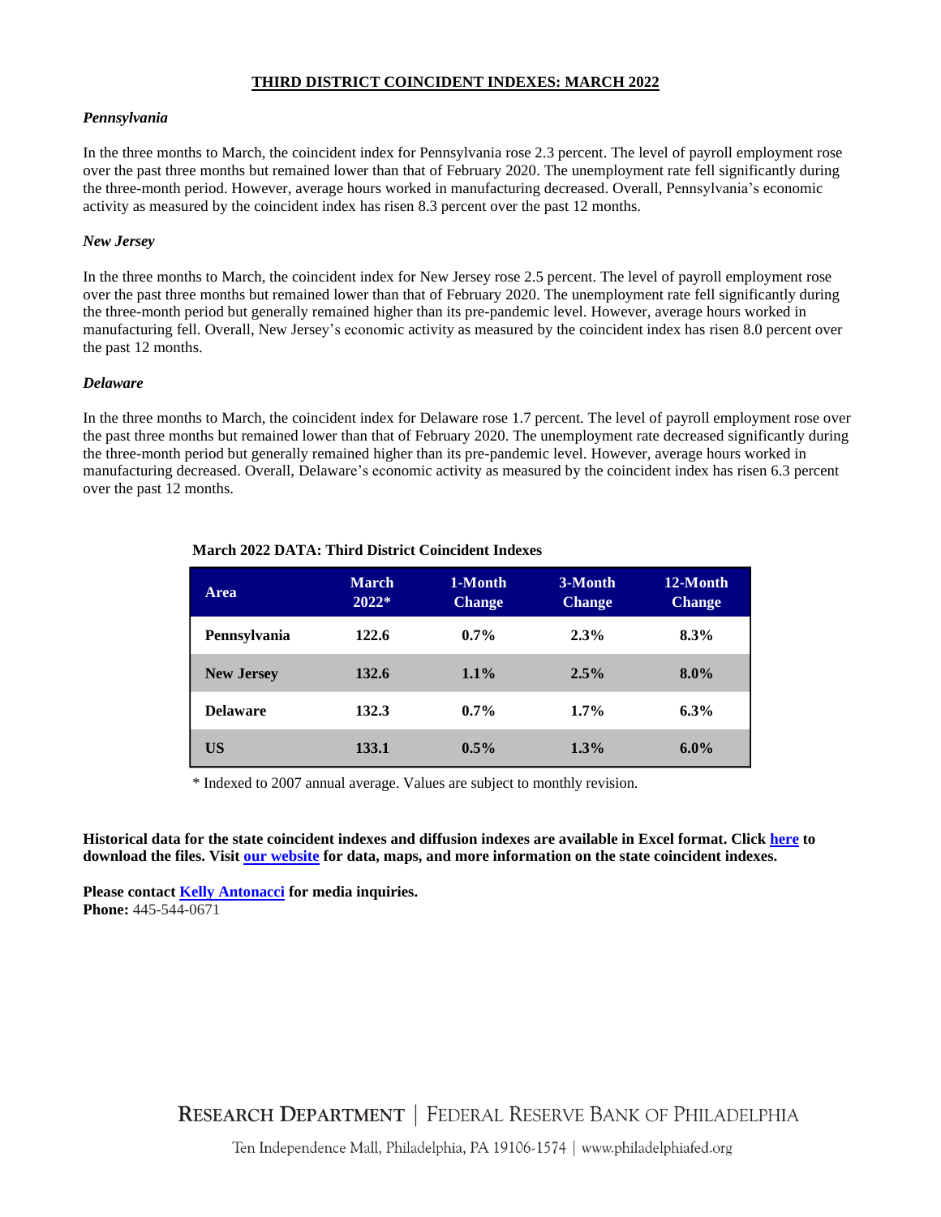**THIRD DISTRICT COINCIDENT INDEXES: MARCH 2022**

***Pennsylvania***

In the three months to March, the coincident index for Pennsylvania rose 2.3 percent. The level of payroll employment rose over the past three months but remained lower than that of February 2020. The unemployment rate fell significantly during the three-month period. However, average hours worked in manufacturing decreased. Overall, Pennsylvania's economic activity as measured by the coincident index has risen 8.3 percent over the past 12 months.

***New Jersey***

In the three months to March, the coincident index for New Jersey rose 2.5 percent. The level of payroll employment rose over the past three months but remained lower than that of February 2020. The unemployment rate fell significantly during the three-month period but generally remained higher than its pre-pandemic level. However, average hours worked in manufacturing fell. Overall, New Jersey's economic activity as measured by the coincident index has risen 8.0 percent over the past 12 months.

***Delaware***

In the three months to March, the coincident index for Delaware rose 1.7 percent. The level of payroll employment rose over the past three months but remained lower than that of February 2020. The unemployment rate decreased significantly during the three-month period but generally remained higher than its pre-pandemic level. However, average hours worked in manufacturing decreased. Overall, Delaware's economic activity as measured by the coincident index has risen 6.3 percent over the past 12 months.

**March 2022 DATA: Third District Coincident Indexes**

| Area | March 2022* | 1-Month Change | 3-Month Change | 12-Month Change |
|---|---|---|---|---|
| **Pennsylvania** | **122.6** | **0.7%** | **2.3%** | **8.3%** |
| **New Jersey** | **132.6** | **1.1%** | **2.5%** | **8.0%** |
| **Delaware** | **132.3** | **0.7%** | **1.7%** | **6.3%** |
| **US** | **133.1** | **0.5%** | **1.3%** | **6.0%** |

* Indexed to 2007 annual average. Values are subject to monthly revision.

**Historical data for the state coincident indexes and diffusion indexes are available in Excel format. Click here to download the files. Visit our website for data, maps, and more information on the state coincident indexes.**

**Please contact Kelly Antonacci for media inquiries.**
**Phone:** 445-544-0671

RESEARCH DEPARTMENT | FEDERAL RESERVE BANK OF PHILADELPHIA

Ten Independence Mall, Philadelphia, PA 19106-1574 | www.philadelphiafed.org